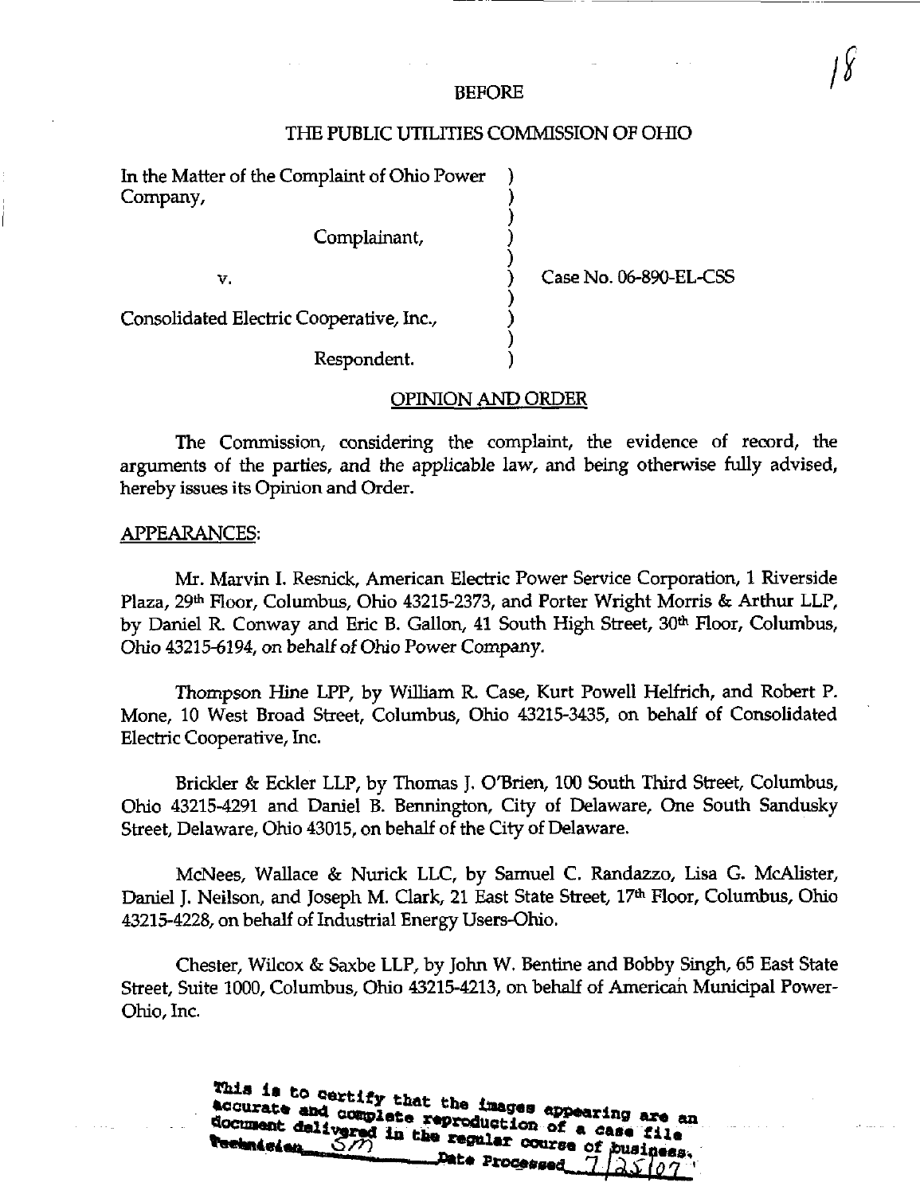BEFORE

THE PUBLIC UTILITIES COMMISSION OF OHIO

In the Matter of the Complaint of Ohio Power Company,

Complainant,

v.

Consolidated Electric Cooperative, Inc.,

Respondent.

Case No. 06-890-EL-CSS

OPINION AND ORDER

The Commission, considering the complaint, the evidence of record, the arguments of the parties, and the applicable law, and being otherwise fully advised, hereby issues its Opinion and Order.

APPEARANCES:

Mr. Marvin I. Resnick, American Electric Power Service Corporation, 1 Riverside Plaza, 29th Floor, Columbus, Ohio 43215-2373, and Porter Wright Morris & Arthur LLP, by Daniel R. Conway and Eric B. Gallon, 41 South High Street, 30th Floor, Columbus, Ohio 43215-6194, on behalf of Ohio Power Company.

Thompson Hine LPP, by William R. Case, Kurt Powell Helfrich, and Robert P. Mone, 10 West Broad Street, Columbus, Ohio 43215-3435, on behalf of Consolidated Electric Cooperative, Inc.

Brickler & Eckler LLP, by Thomas J. O'Brien, 100 South Third Street, Columbus, Ohio 43215-4291 and Daniel B. Bennington, City of Delaware, One South Sandusky Street, Delaware, Ohio 43015, on behalf of the City of Delaware.

McNees, Wallace & Nurick LLC, by Samuel C. Randazzo, Lisa G. McAlister, Daniel J. Neilson, and Joseph M. Clark, 21 East State Street, 17th Floor, Columbus, Ohio 43215-4228, on behalf of Industrial Energy Users-Ohio.

Chester, Wilcox & Saxbe LLP, by John W. Bentine and Bobby Singh, 65 East State Street, Suite 1000, Columbus, Ohio 43215-4213, on behalf of American Municipal Power-Ohio, Inc.

This is to certify that the images appearing are an accurate and complete reproduction of a case file document delivered in the regular course of business. Technician SM Date Processed 7/25/07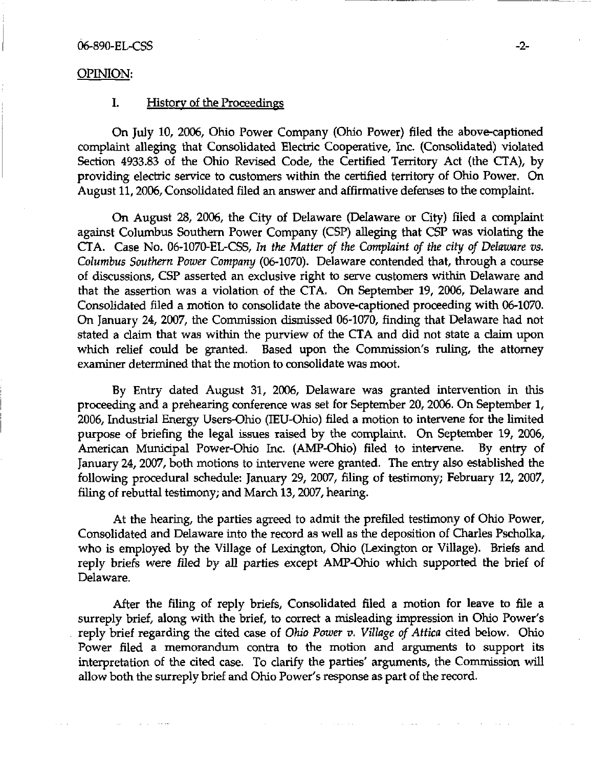## OPINION:

### I. History of the Proceedings

On July 10, 2006, Ohio Power Company (Ohio Power) filed the above-captioned complaint alleging that Consolidated Electric Cooperative, Inc. (Consolidated) violated Section 4933.83 of the Ohio Revised Code, the Certified Territory Act (the CTA), by providing electric service to customers within the certified territory of Ohio Power. On August 11, 2006, Consolidated filed an answer and affirmative defenses to the complaint.

On August 28, 2006, the City of Delaware (Delaware or City) filed a complaint against Columbus Southern Power Company (CSP) alleging that CSP was violating the CTA. Case No. 06-1070-EL-CSS, *In the Matter of the Complaint of the city of Delaware vs. Columbus Southern Power Company* (06-1070). Delaware contended that, through a course of discussions, CSP asserted an exclusive right to serve customers within Delaware and that the assertion was a violation of the CTA. On September 19, 2006, Delaware and Consolidated filed a motion to consolidate the above-captioned proceeding with 06-1070. On January 24, 2007, the Commission dismissed 06-1070, finding that Delaware had not stated a claim that was within the purview of the CTA and did not state a claim upon which relief could be granted. Based upon the Commission's ruling, the attorney examiner determined that the motion to consolidate was moot.

By Entry dated August 31, 2006, Delaware was granted intervention in this proceeding and a prehearing conference was set for September 20, 2006. On September 1, 2006, Industrial Energy Users-Ohio (IEU-Ohio) filed a motion to intervene for the limited purpose of briefing the legal issues raised by the complaint. On September 19, 2006, American Municipal Power-Ohio Inc. (AMP-Ohio) filed to intervene. By entry of January 24, 2007, both motions to intervene were granted. The entry also established the following procedural schedule: January 29, 2007, filing of testimony; February 12, 2007, filing of rebuttal testimony; and March 13, 2007, hearing.

At the hearing, the parties agreed to admit the prefiled testimony of Ohio Power, Consolidated and Delaware into the record as well as the deposition of Charles Pscholka, who is employed by the Village of Lexington, Ohio (Lexington or Village). Briefs and reply briefs were filed by all parties except AMP-Ohio which supported the brief of Delaware.

After the filing of reply briefs, Consolidated filed a motion for leave to file a surreply brief, along with the brief, to correct a misleading impression in Ohio Power's reply brief regarding the cited case of *Ohio Power v. Village of Attica* cited below. Ohio Power filed a memorandum contra to the motion and arguments to support its interpretation of the cited case. To clarify the parties' arguments, the Commission will allow both the surreply brief and Ohio Power's response as part of the record.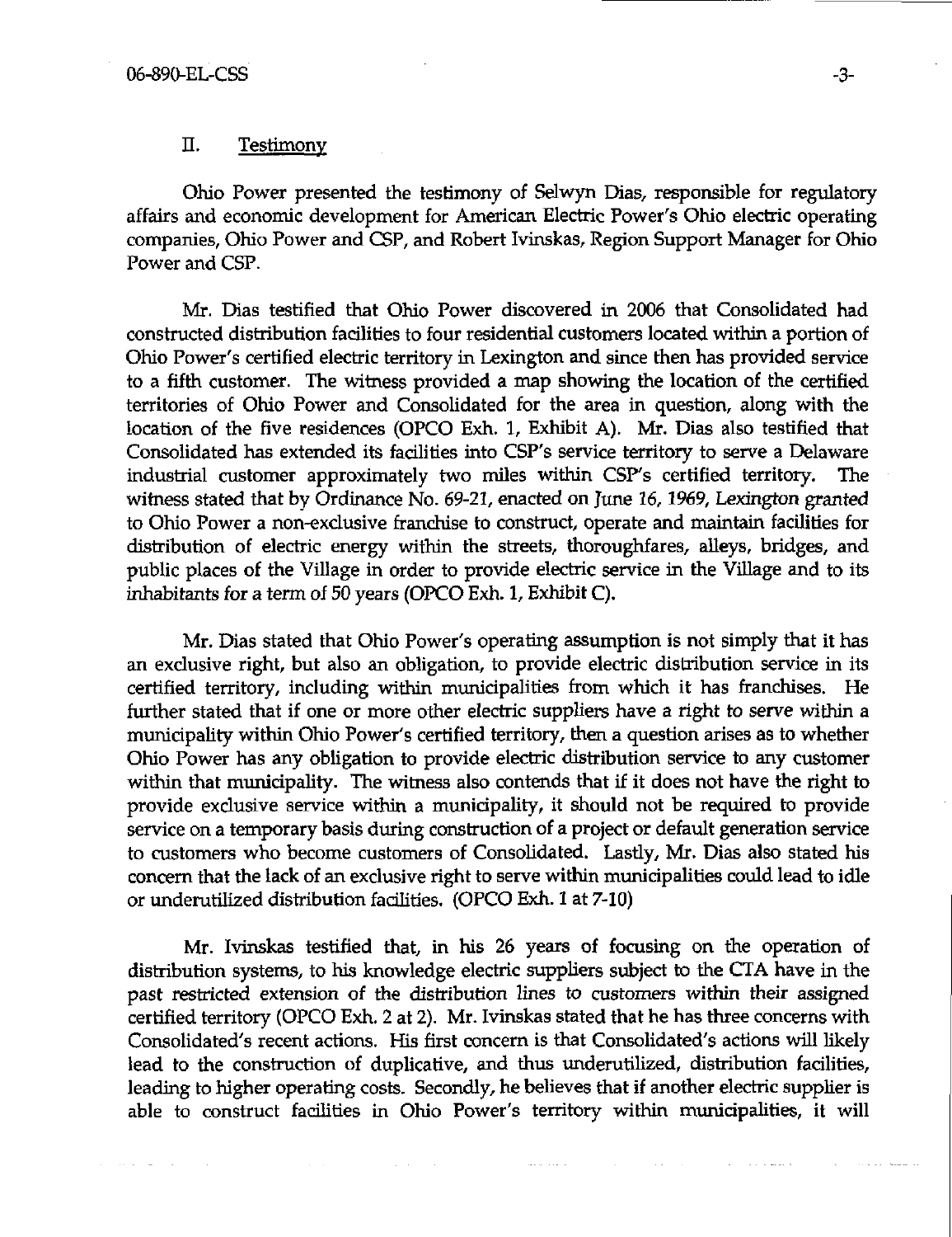## II. Testimony

Ohio Power presented the testimony of Selwyn Dias, responsible for regulatory affairs and economic development for American Electric Power's Ohio electric operating companies, Ohio Power and CSP, and Robert Ivinskas, Region Support Manager for Ohio Power and CSP.

Mr. Dias testified that Ohio Power discovered in 2006 that Consolidated had constructed distribution facilities to four residential customers located within a portion of Ohio Power's certified electric territory in Lexington and since then has provided service to a fifth customer. The witness provided a map showing the location of the certified territories of Ohio Power and Consolidated for the area in question, along with the location of the five residences (OPCO Exh. 1, Exhibit A). Mr. Dias also testified that Consolidated has extended its facilities into CSP's service territory to serve a Delaware industrial customer approximately two miles within CSP's certified territory. The witness stated that by Ordinance No. 69-21, enacted on June 16, 1969, Lexington granted to Ohio Power a non-exclusive franchise to construct, operate and maintain facilities for distribution of electric energy within the streets, thoroughfares, alleys, bridges, and public places of the Village in order to provide electric service in the Village and to its inhabitants for a term of 50 years (OPCO Exh. 1, Exhibit C).

Mr. Dias stated that Ohio Power's operating assumption is not simply that it has an exclusive right, but also an obligation, to provide electric distribution service in its certified territory, including within municipalities from which it has franchises. He further stated that if one or more other electric suppliers have a right to serve within a municipality within Ohio Power's certified territory, then a question arises as to whether Ohio Power has any obligation to provide electric distribution service to any customer within that municipality. The witness also contends that if it does not have the right to provide exclusive service within a municipality, it should not be required to provide service on a temporary basis during construction of a project or default generation service to customers who become customers of Consolidated. Lastly, Mr. Dias also stated his concern that the lack of an exclusive right to serve within municipalities could lead to idle or underutilized distribution facilities. (OPCO Exh. 1 at 7-10)

Mr. Ivinskas testified that, in his 26 years of focusing on the operation of distribution systems, to his knowledge electric suppliers subject to the CTA have in the past restricted extension of the distribution lines to customers within their assigned certified territory (OPCO Exh. 2 at 2). Mr. Ivinskas stated that he has three concerns with Consolidated's recent actions. His first concern is that Consolidated's actions will likely lead to the construction of duplicative, and thus underutilized, distribution facilities, leading to higher operating costs. Secondly, he believes that if another electric supplier is able to construct facilities in Ohio Power's territory within municipalities, it will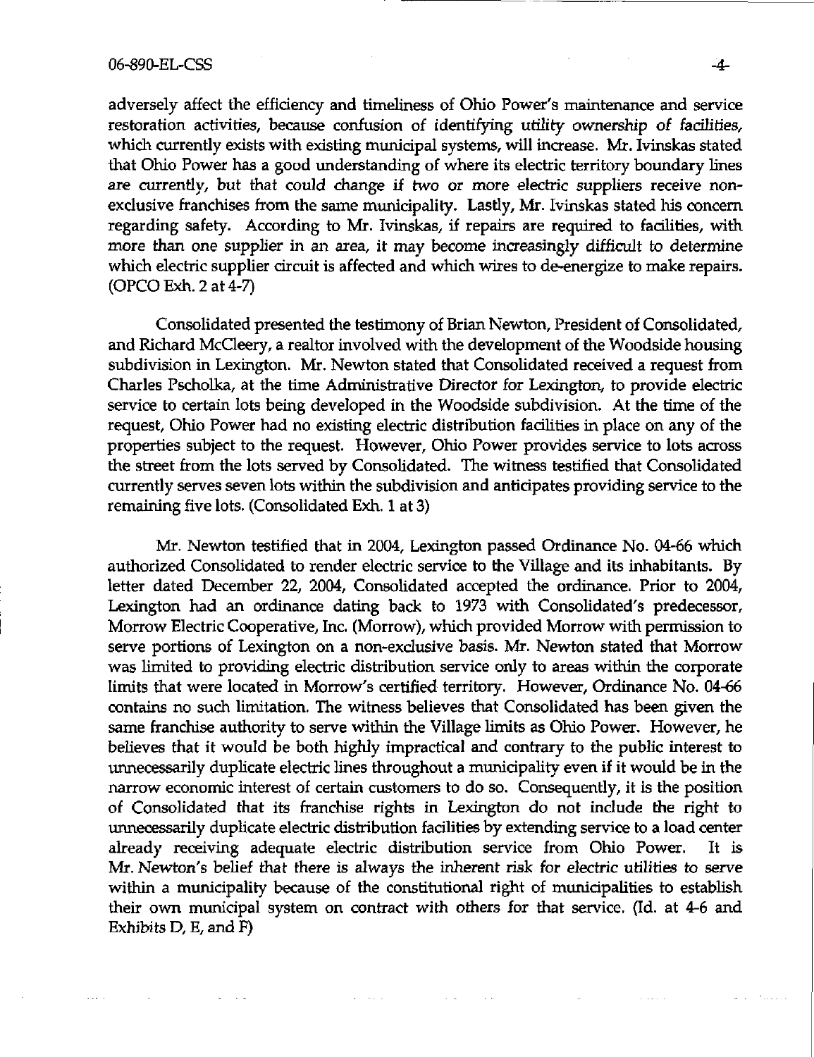adversely affect the efficiency and timeliness of Ohio Power's maintenance and service restoration activities, because confusion of identifying utility ownership of facilities, which currently exists with existing municipal systems, will increase. Mr. Ivinskas stated that Ohio Power has a good understanding of where its electric territory boundary lines are currently, but that could change if two or more electric suppliers receive non-exclusive franchises from the same municipality. Lastly, Mr. Ivinskas stated his concern regarding safety. According to Mr. Ivinskas, if repairs are required to facilities, with more than one supplier in an area, it may become increasingly difficult to determine which electric supplier circuit is affected and which wires to de-energize to make repairs. (OPCO Exh. 2 at 4-7)

Consolidated presented the testimony of Brian Newton, President of Consolidated, and Richard McCleery, a realtor involved with the development of the Woodside housing subdivision in Lexington. Mr. Newton stated that Consolidated received a request from Charles Pscholka, at the time Administrative Director for Lexington, to provide electric service to certain lots being developed in the Woodside subdivision. At the time of the request, Ohio Power had no existing electric distribution facilities in place on any of the properties subject to the request. However, Ohio Power provides service to lots across the street from the lots served by Consolidated. The witness testified that Consolidated currently serves seven lots within the subdivision and anticipates providing service to the remaining five lots. (Consolidated Exh. 1 at 3)

Mr. Newton testified that in 2004, Lexington passed Ordinance No. 04-66 which authorized Consolidated to render electric service to the Village and its inhabitants. By letter dated December 22, 2004, Consolidated accepted the ordinance. Prior to 2004, Lexington had an ordinance dating back to 1973 with Consolidated's predecessor, Morrow Electric Cooperative, Inc. (Morrow), which provided Morrow with permission to serve portions of Lexington on a non-exclusive basis. Mr. Newton stated that Morrow was limited to providing electric distribution service only to areas within the corporate limits that were located in Morrow's certified territory. However, Ordinance No. 04-66 contains no such limitation. The witness believes that Consolidated has been given the same franchise authority to serve within the Village limits as Ohio Power. However, he believes that it would be both highly impractical and contrary to the public interest to unnecessarily duplicate electric lines throughout a municipality even if it would be in the narrow economic interest of certain customers to do so. Consequently, it is the position of Consolidated that its franchise rights in Lexington do not include the right to unnecessarily duplicate electric distribution facilities by extending service to a load center already receiving adequate electric distribution service from Ohio Power. It is Mr. Newton's belief that there is always the inherent risk for electric utilities to serve within a municipality because of the constitutional right of municipalities to establish their own municipal system on contract with others for that service. (Id. at 4-6 and Exhibits D, E, and F)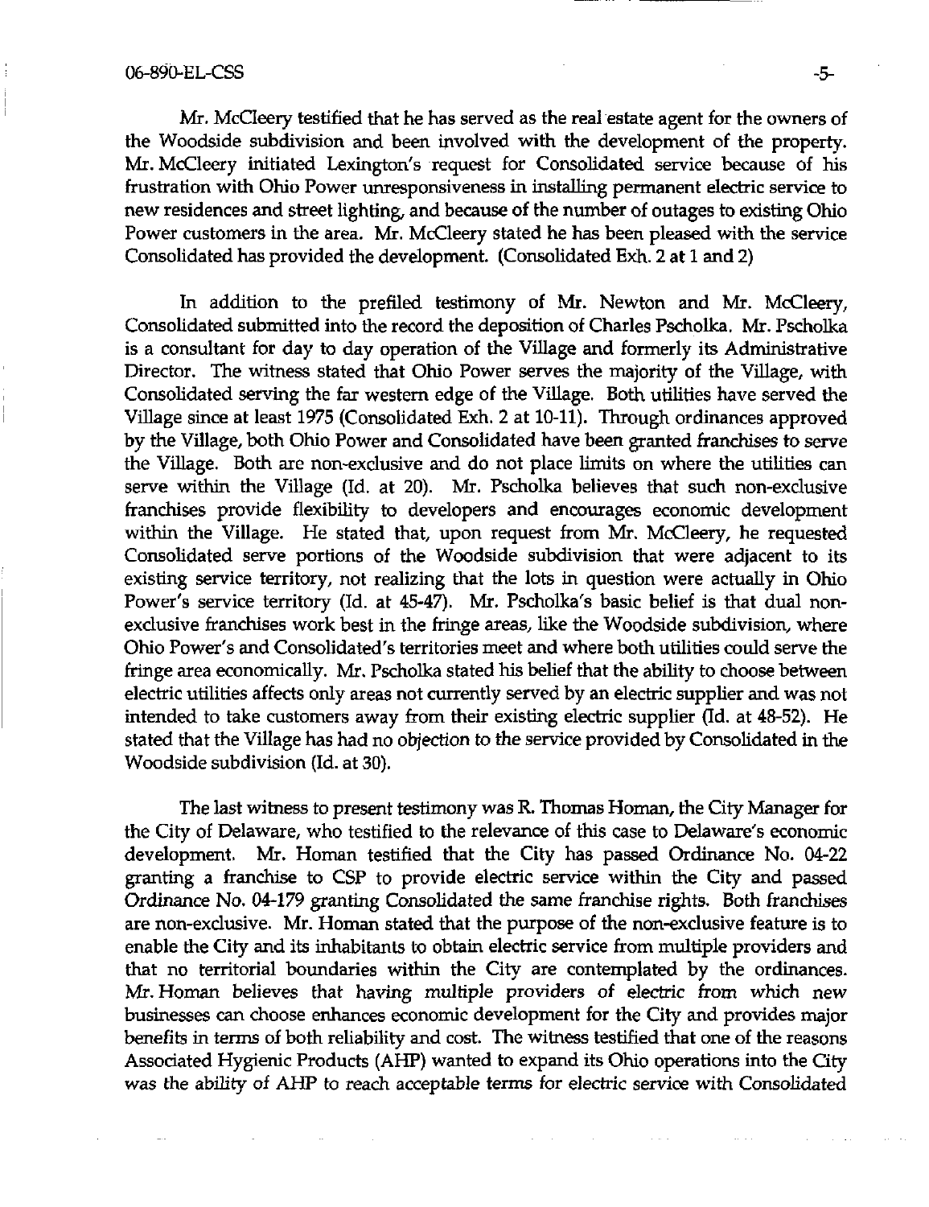Mr. McCleery testified that he has served as the real estate agent for the owners of the Woodside subdivision and been involved with the development of the property. Mr. McCleery initiated Lexington's request for Consolidated service because of his frustration with Ohio Power unresponsiveness in installing permanent electric service to new residences and street lighting, and because of the number of outages to existing Ohio Power customers in the area. Mr. McCleery stated he has been pleased with the service Consolidated has provided the development. (Consolidated Exh. 2 at 1 and 2)

In addition to the prefiled testimony of Mr. Newton and Mr. McCleery, Consolidated submitted into the record the deposition of Charles Pscholka. Mr. Pscholka is a consultant for day to day operation of the Village and formerly its Administrative Director. The witness stated that Ohio Power serves the majority of the Village, with Consolidated serving the far western edge of the Village. Both utilities have served the Village since at least 1975 (Consolidated Exh. 2 at 10-11). Through ordinances approved by the Village, both Ohio Power and Consolidated have been granted franchises to serve the Village. Both are non-exclusive and do not place limits on where the utilities can serve within the Village (Id. at 20). Mr. Pscholka believes that such non-exclusive franchises provide flexibility to developers and encourages economic development within the Village. He stated that, upon request from Mr. McCleery, he requested Consolidated serve portions of the Woodside subdivision that were adjacent to its existing service territory, not realizing that the lots in question were actually in Ohio Power's service territory (Id. at 45-47). Mr. Pscholka's basic belief is that dual non-exclusive franchises work best in the fringe areas, like the Woodside subdivision, where Ohio Power's and Consolidated's territories meet and where both utilities could serve the fringe area economically. Mr. Pscholka stated his belief that the ability to choose between electric utilities affects only areas not currently served by an electric supplier and was not intended to take customers away from their existing electric supplier (Id. at 48-52). He stated that the Village has had no objection to the service provided by Consolidated in the Woodside subdivision (Id. at 30).

The last witness to present testimony was R. Thomas Homan, the City Manager for the City of Delaware, who testified to the relevance of this case to Delaware's economic development. Mr. Homan testified that the City has passed Ordinance No. 04-22 granting a franchise to CSP to provide electric service within the City and passed Ordinance No. 04-179 granting Consolidated the same franchise rights. Both franchises are non-exclusive. Mr. Homan stated that the purpose of the non-exclusive feature is to enable the City and its inhabitants to obtain electric service from multiple providers and that no territorial boundaries within the City are contemplated by the ordinances. Mr. Homan believes that having multiple providers of electric from which new businesses can choose enhances economic development for the City and provides major benefits in terms of both reliability and cost. The witness testified that one of the reasons Associated Hygienic Products (AHP) wanted to expand its Ohio operations into the City was the ability of AHP to reach acceptable terms for electric service with Consolidated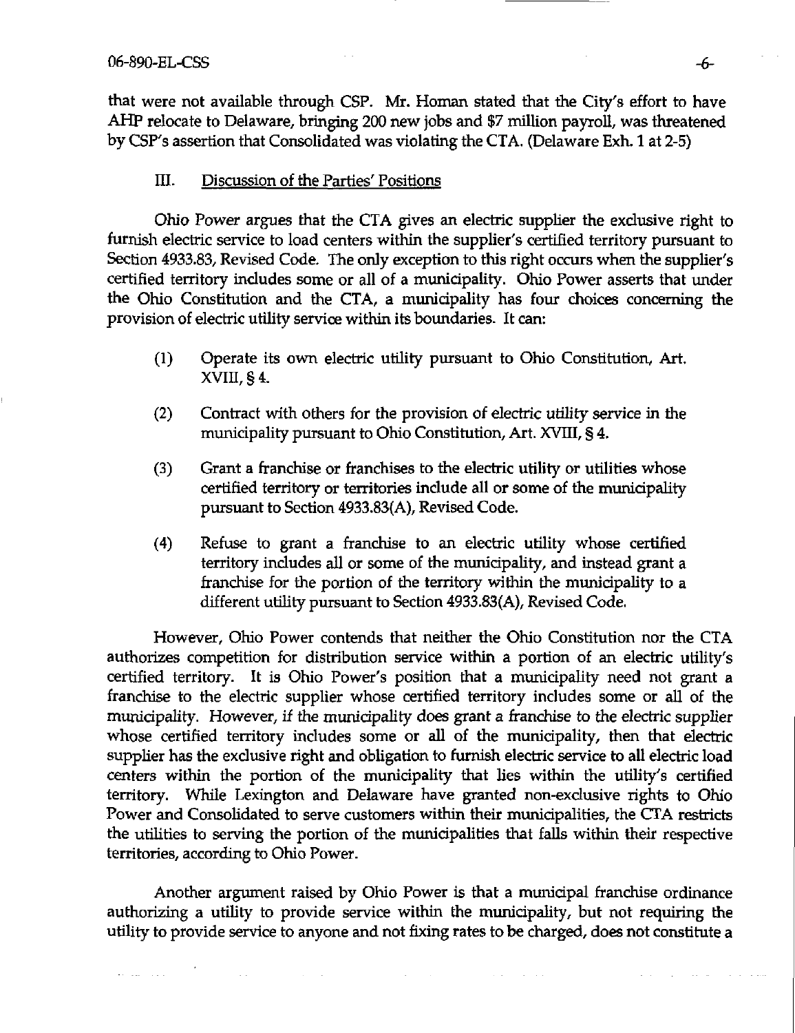that were not available through CSP. Mr. Homan stated that the City's effort to have AHP relocate to Delaware, bringing 200 new jobs and $7 million payroll, was threatened by CSP's assertion that Consolidated was violating the CTA. (Delaware Exh. 1 at 2-5)

## III. Discussion of the Parties' Positions

Ohio Power argues that the CTA gives an electric supplier the exclusive right to furnish electric service to load centers within the supplier's certified territory pursuant to Section 4933.83, Revised Code. The only exception to this right occurs when the supplier's certified territory includes some or all of a municipality. Ohio Power asserts that under the Ohio Constitution and the CTA, a municipality has four choices concerning the provision of electric utility service within its boundaries. It can:

(1) Operate its own electric utility pursuant to Ohio Constitution, Art. XVIII, § 4.

(2) Contract with others for the provision of electric utility service in the municipality pursuant to Ohio Constitution, Art. XVIII, § 4.

(3) Grant a franchise or franchises to the electric utility or utilities whose certified territory or territories include all or some of the municipality pursuant to Section 4933.83(A), Revised Code.

(4) Refuse to grant a franchise to an electric utility whose certified territory includes all or some of the municipality, and instead grant a franchise for the portion of the territory within the municipality to a different utility pursuant to Section 4933.83(A), Revised Code.

However, Ohio Power contends that neither the Ohio Constitution nor the CTA authorizes competition for distribution service within a portion of an electric utility's certified territory. It is Ohio Power's position that a municipality need not grant a franchise to the electric supplier whose certified territory includes some or all of the municipality. However, if the municipality does grant a franchise to the electric supplier whose certified territory includes some or all of the municipality, then that electric supplier has the exclusive right and obligation to furnish electric service to all electric load centers within the portion of the municipality that lies within the utility's certified territory. While Lexington and Delaware have granted non-exclusive rights to Ohio Power and Consolidated to serve customers within their municipalities, the CTA restricts the utilities to serving the portion of the municipalities that falls within their respective territories, according to Ohio Power.

Another argument raised by Ohio Power is that a municipal franchise ordinance authorizing a utility to provide service within the municipality, but not requiring the utility to provide service to anyone and not fixing rates to be charged, does not constitute a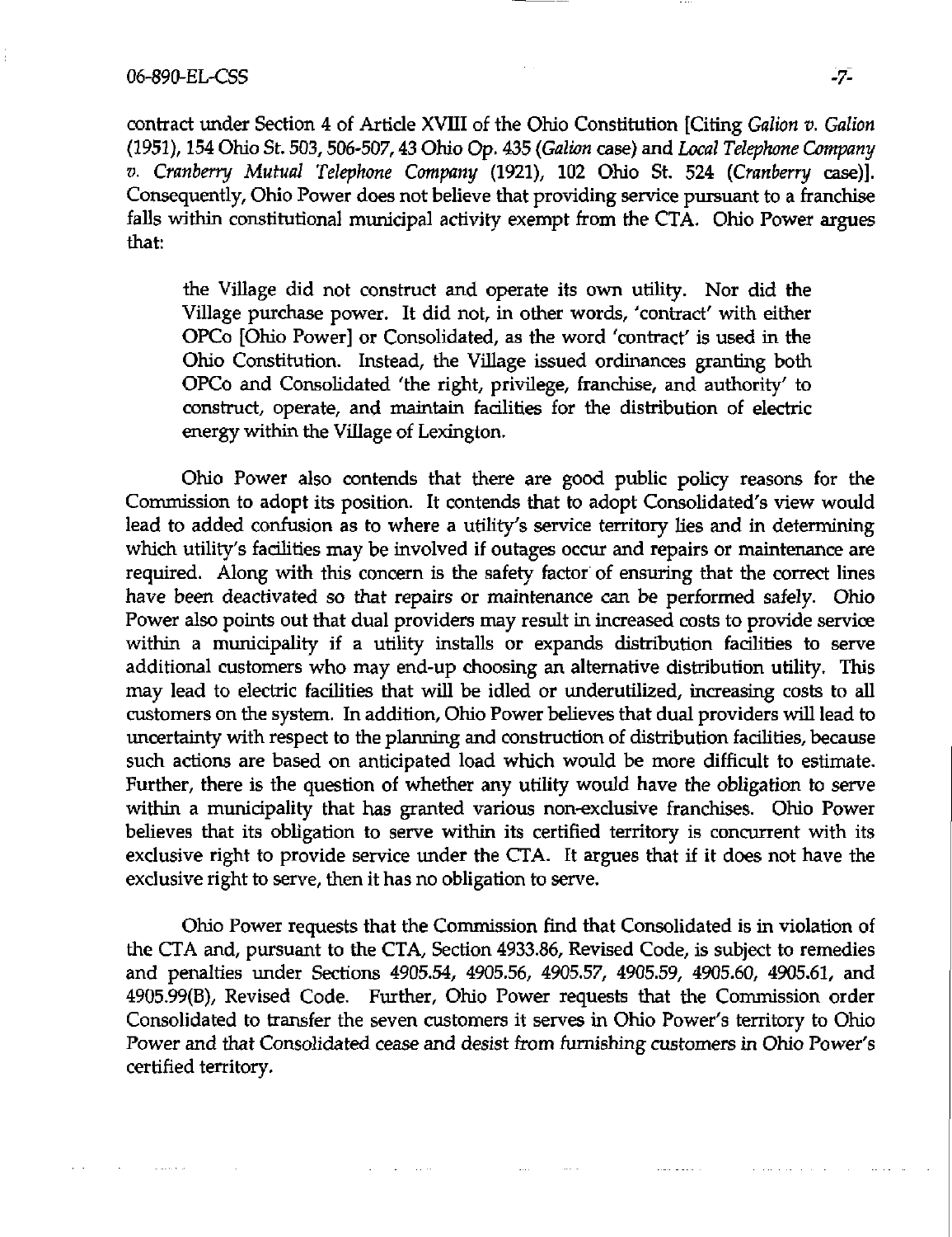contract under Section 4 of Article XVIII of the Ohio Constitution [Citing *Galion v. Galion* (1951), 154 Ohio St. 503, 506-507, 43 Ohio Op. 435 (*Galion* case) and *Local Telephone Company v. Cranberry Mutual Telephone Company* (1921), 102 Ohio St. 524 (*Cranberry* case)]. Consequently, Ohio Power does not believe that providing service pursuant to a franchise falls within constitutional municipal activity exempt from the CTA. Ohio Power argues that:

> the Village did not construct and operate its own utility. Nor did the Village purchase power. It did not, in other words, 'contract' with either OPCo [Ohio Power] or Consolidated, as the word 'contract' is used in the Ohio Constitution. Instead, the Village issued ordinances granting both OPCo and Consolidated 'the right, privilege, franchise, and authority' to construct, operate, and maintain facilities for the distribution of electric energy within the Village of Lexington.

Ohio Power also contends that there are good public policy reasons for the Commission to adopt its position. It contends that to adopt Consolidated's view would lead to added confusion as to where a utility's service territory lies and in determining which utility's facilities may be involved if outages occur and repairs or maintenance are required. Along with this concern is the safety factor of ensuring that the correct lines have been deactivated so that repairs or maintenance can be performed safely. Ohio Power also points out that dual providers may result in increased costs to provide service within a municipality if a utility installs or expands distribution facilities to serve additional customers who may end-up choosing an alternative distribution utility. This may lead to electric facilities that will be idled or underutilized, increasing costs to all customers on the system. In addition, Ohio Power believes that dual providers will lead to uncertainty with respect to the planning and construction of distribution facilities, because such actions are based on anticipated load which would be more difficult to estimate. Further, there is the question of whether any utility would have the obligation to serve within a municipality that has granted various non-exclusive franchises. Ohio Power believes that its obligation to serve within its certified territory is concurrent with its exclusive right to provide service under the CTA. It argues that if it does not have the exclusive right to serve, then it has no obligation to serve.

Ohio Power requests that the Commission find that Consolidated is in violation of the CTA and, pursuant to the CTA, Section 4933.86, Revised Code, is subject to remedies and penalties under Sections 4905.54, 4905.56, 4905.57, 4905.59, 4905.60, 4905.61, and 4905.99(B), Revised Code. Further, Ohio Power requests that the Commission order Consolidated to transfer the seven customers it serves in Ohio Power's territory to Ohio Power and that Consolidated cease and desist from furnishing customers in Ohio Power's certified territory.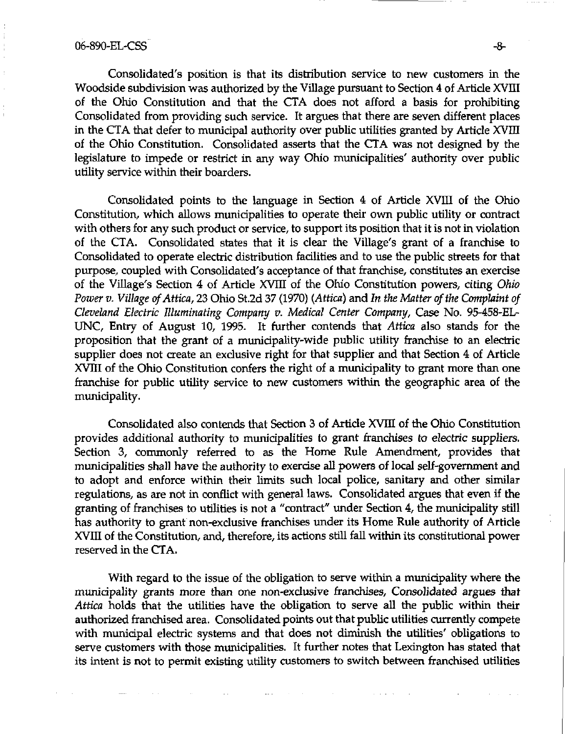Consolidated's position is that its distribution service to new customers in the Woodside subdivision was authorized by the Village pursuant to Section 4 of Article XVIII of the Ohio Constitution and that the CTA does not afford a basis for prohibiting Consolidated from providing such service. It argues that there are seven different places in the CTA that defer to municipal authority over public utilities granted by Article XVIII of the Ohio Constitution. Consolidated asserts that the CTA was not designed by the legislature to impede or restrict in any way Ohio municipalities' authority over public utility service within their boarders.

Consolidated points to the language in Section 4 of Article XVIII of the Ohio Constitution, which allows municipalities to operate their own public utility or contract with others for any such product or service, to support its position that it is not in violation of the CTA. Consolidated states that it is clear the Village's grant of a franchise to Consolidated to operate electric distribution facilities and to use the public streets for that purpose, coupled with Consolidated's acceptance of that franchise, constitutes an exercise of the Village's Section 4 of Article XVIII of the Ohio Constitution powers, citing *Ohio Power v. Village of Attica*, 23 Ohio St.2d 37 (1970) (*Attica*) and *In the Matter of the Complaint of Cleveland Electric Illuminating Company v. Medical Center Company*, Case No. 95-458-EL-UNC, Entry of August 10, 1995. It further contends that *Attica* also stands for the proposition that the grant of a municipality-wide public utility franchise to an electric supplier does not create an exclusive right for that supplier and that Section 4 of Article XVIII of the Ohio Constitution confers the right of a municipality to grant more than one franchise for public utility service to new customers within the geographic area of the municipality.

Consolidated also contends that Section 3 of Article XVIII of the Ohio Constitution provides additional authority to municipalities to grant franchises to electric suppliers. Section 3, commonly referred to as the Home Rule Amendment, provides that municipalities shall have the authority to exercise all powers of local self-government and to adopt and enforce within their limits such local police, sanitary and other similar regulations, as are not in conflict with general laws. Consolidated argues that even if the granting of franchises to utilities is not a "contract" under Section 4, the municipality still has authority to grant non-exclusive franchises under its Home Rule authority of Article XVIII of the Constitution, and, therefore, its actions still fall within its constitutional power reserved in the CTA.

With regard to the issue of the obligation to serve within a municipality where the municipality grants more than one non-exclusive franchises, Consolidated argues that *Attica* holds that the utilities have the obligation to serve all the public within their authorized franchised area. Consolidated points out that public utilities currently compete with municipal electric systems and that does not diminish the utilities' obligations to serve customers with those municipalities. It further notes that Lexington has stated that its intent is not to permit existing utility customers to switch between franchised utilities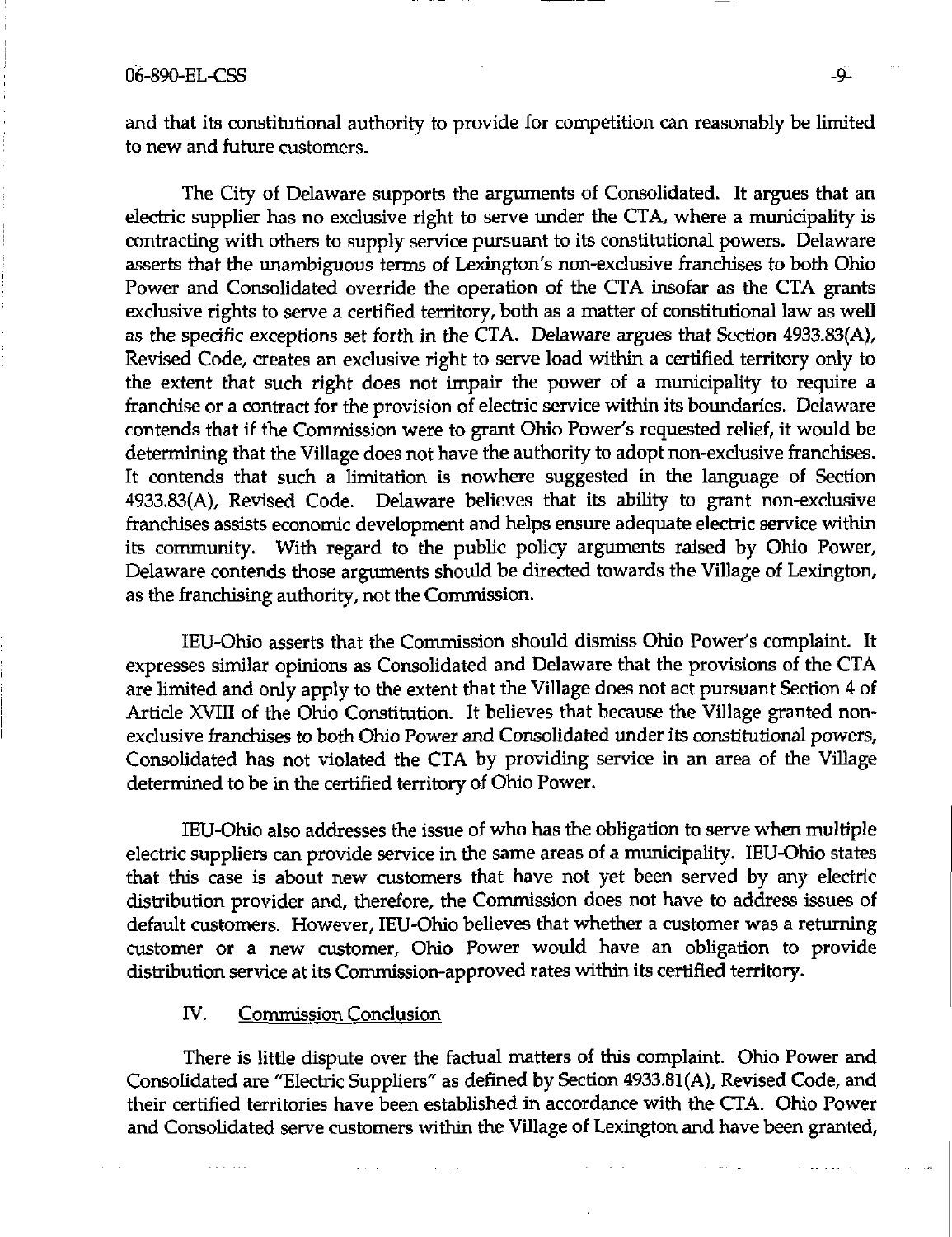and that its constitutional authority to provide for competition can reasonably be limited to new and future customers.

The City of Delaware supports the arguments of Consolidated. It argues that an electric supplier has no exclusive right to serve under the CTA, where a municipality is contracting with others to supply service pursuant to its constitutional powers. Delaware asserts that the unambiguous terms of Lexington's non-exclusive franchises to both Ohio Power and Consolidated override the operation of the CTA insofar as the CTA grants exclusive rights to serve a certified territory, both as a matter of constitutional law as well as the specific exceptions set forth in the CTA. Delaware argues that Section 4933.83(A), Revised Code, creates an exclusive right to serve load within a certified territory only to the extent that such right does not impair the power of a municipality to require a franchise or a contract for the provision of electric service within its boundaries. Delaware contends that if the Commission were to grant Ohio Power's requested relief, it would be determining that the Village does not have the authority to adopt non-exclusive franchises. It contends that such a limitation is nowhere suggested in the language of Section 4933.83(A), Revised Code. Delaware believes that its ability to grant non-exclusive franchises assists economic development and helps ensure adequate electric service within its community. With regard to the public policy arguments raised by Ohio Power, Delaware contends those arguments should be directed towards the Village of Lexington, as the franchising authority, not the Commission.

IEU-Ohio asserts that the Commission should dismiss Ohio Power's complaint. It expresses similar opinions as Consolidated and Delaware that the provisions of the CTA are limited and only apply to the extent that the Village does not act pursuant Section 4 of Article XVIII of the Ohio Constitution. It believes that because the Village granted non-exclusive franchises to both Ohio Power and Consolidated under its constitutional powers, Consolidated has not violated the CTA by providing service in an area of the Village determined to be in the certified territory of Ohio Power.

IEU-Ohio also addresses the issue of who has the obligation to serve when multiple electric suppliers can provide service in the same areas of a municipality. IEU-Ohio states that this case is about new customers that have not yet been served by any electric distribution provider and, therefore, the Commission does not have to address issues of default customers. However, IEU-Ohio believes that whether a customer was a returning customer or a new customer, Ohio Power would have an obligation to provide distribution service at its Commission-approved rates within its certified territory.

## IV. Commission Conclusion

There is little dispute over the factual matters of this complaint. Ohio Power and Consolidated are "Electric Suppliers" as defined by Section 4933.81(A), Revised Code, and their certified territories have been established in accordance with the CTA. Ohio Power and Consolidated serve customers within the Village of Lexington and have been granted,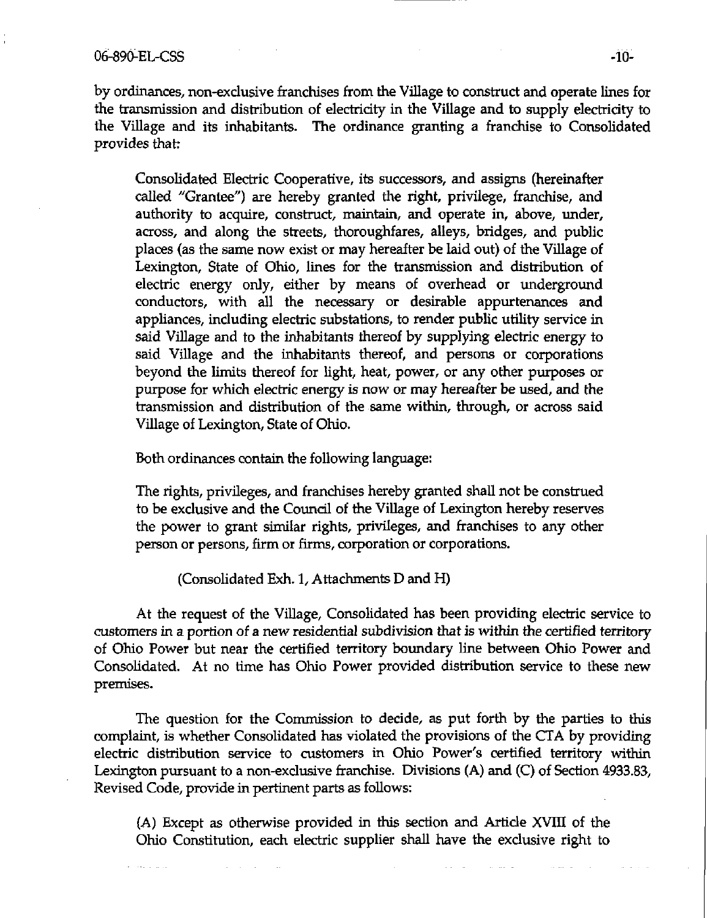by ordinances, non-exclusive franchises from the Village to construct and operate lines for the transmission and distribution of electricity in the Village and to supply electricity to the Village and its inhabitants. The ordinance granting a franchise to Consolidated provides that:

> Consolidated Electric Cooperative, its successors, and assigns (hereinafter called "Grantee") are hereby granted the right, privilege, franchise, and authority to acquire, construct, maintain, and operate in, above, under, across, and along the streets, thoroughfares, alleys, bridges, and public places (as the same now exist or may hereafter be laid out) of the Village of Lexington, State of Ohio, lines for the transmission and distribution of electric energy only, either by means of overhead or underground conductors, with all the necessary or desirable appurtenances and appliances, including electric substations, to render public utility service in said Village and to the inhabitants thereof by supplying electric energy to said Village and the inhabitants thereof, and persons or corporations beyond the limits thereof for light, heat, power, or any other purposes or purpose for which electric energy is now or may hereafter be used, and the transmission and distribution of the same within, through, or across said Village of Lexington, State of Ohio.

Both ordinances contain the following language:

> The rights, privileges, and franchises hereby granted shall not be construed to be exclusive and the Council of the Village of Lexington hereby reserves the power to grant similar rights, privileges, and franchises to any other person or persons, firm or firms, corporation or corporations.
>
> (Consolidated Exh. 1, Attachments D and H)

At the request of the Village, Consolidated has been providing electric service to customers in a portion of a new residential subdivision that is within the certified territory of Ohio Power but near the certified territory boundary line between Ohio Power and Consolidated. At no time has Ohio Power provided distribution service to these new premises.

The question for the Commission to decide, as put forth by the parties to this complaint, is whether Consolidated has violated the provisions of the CTA by providing electric distribution service to customers in Ohio Power's certified territory within Lexington pursuant to a non-exclusive franchise. Divisions (A) and (C) of Section 4933.83, Revised Code, provide in pertinent parts as follows:

> (A) Except as otherwise provided in this section and Article XVIII of the Ohio Constitution, each electric supplier shall have the exclusive right to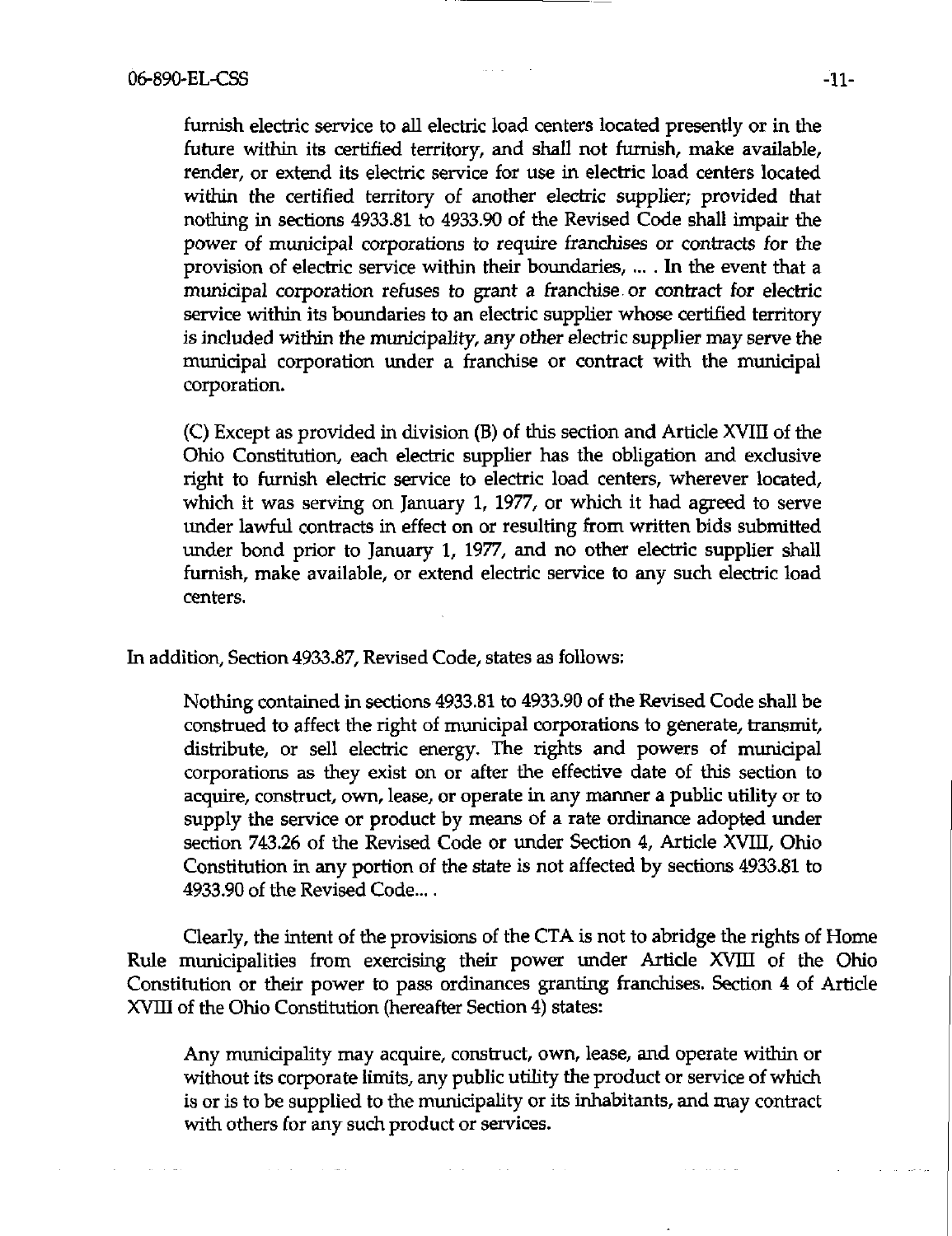> furnish electric service to all electric load centers located presently or in the future within its certified territory, and shall not furnish, make available, render, or extend its electric service for use in electric load centers located within the certified territory of another electric supplier; provided that nothing in sections 4933.81 to 4933.90 of the Revised Code shall impair the power of municipal corporations to require franchises or contracts for the provision of electric service within their boundaries, ... . In the event that a municipal corporation refuses to grant a franchise or contract for electric service within its boundaries to an electric supplier whose certified territory is included within the municipality, any other electric supplier may serve the municipal corporation under a franchise or contract with the municipal corporation.
>
> (C) Except as provided in division (B) of this section and Article XVIII of the Ohio Constitution, each electric supplier has the obligation and exclusive right to furnish electric service to electric load centers, wherever located, which it was serving on January 1, 1977, or which it had agreed to serve under lawful contracts in effect on or resulting from written bids submitted under bond prior to January 1, 1977, and no other electric supplier shall furnish, make available, or extend electric service to any such electric load centers.

In addition, Section 4933.87, Revised Code, states as follows:

> Nothing contained in sections 4933.81 to 4933.90 of the Revised Code shall be construed to affect the right of municipal corporations to generate, transmit, distribute, or sell electric energy. The rights and powers of municipal corporations as they exist on or after the effective date of this section to acquire, construct, own, lease, or operate in any manner a public utility or to supply the service or product by means of a rate ordinance adopted under section 743.26 of the Revised Code or under Section 4, Article XVIII, Ohio Constitution in any portion of the state is not affected by sections 4933.81 to 4933.90 of the Revised Code... .

Clearly, the intent of the provisions of the CTA is not to abridge the rights of Home Rule municipalities from exercising their power under Article XVIII of the Ohio Constitution or their power to pass ordinances granting franchises. Section 4 of Article XVIII of the Ohio Constitution (hereafter Section 4) states:

> Any municipality may acquire, construct, own, lease, and operate within or without its corporate limits, any public utility the product or service of which is or is to be supplied to the municipality or its inhabitants, and may contract with others for any such product or services.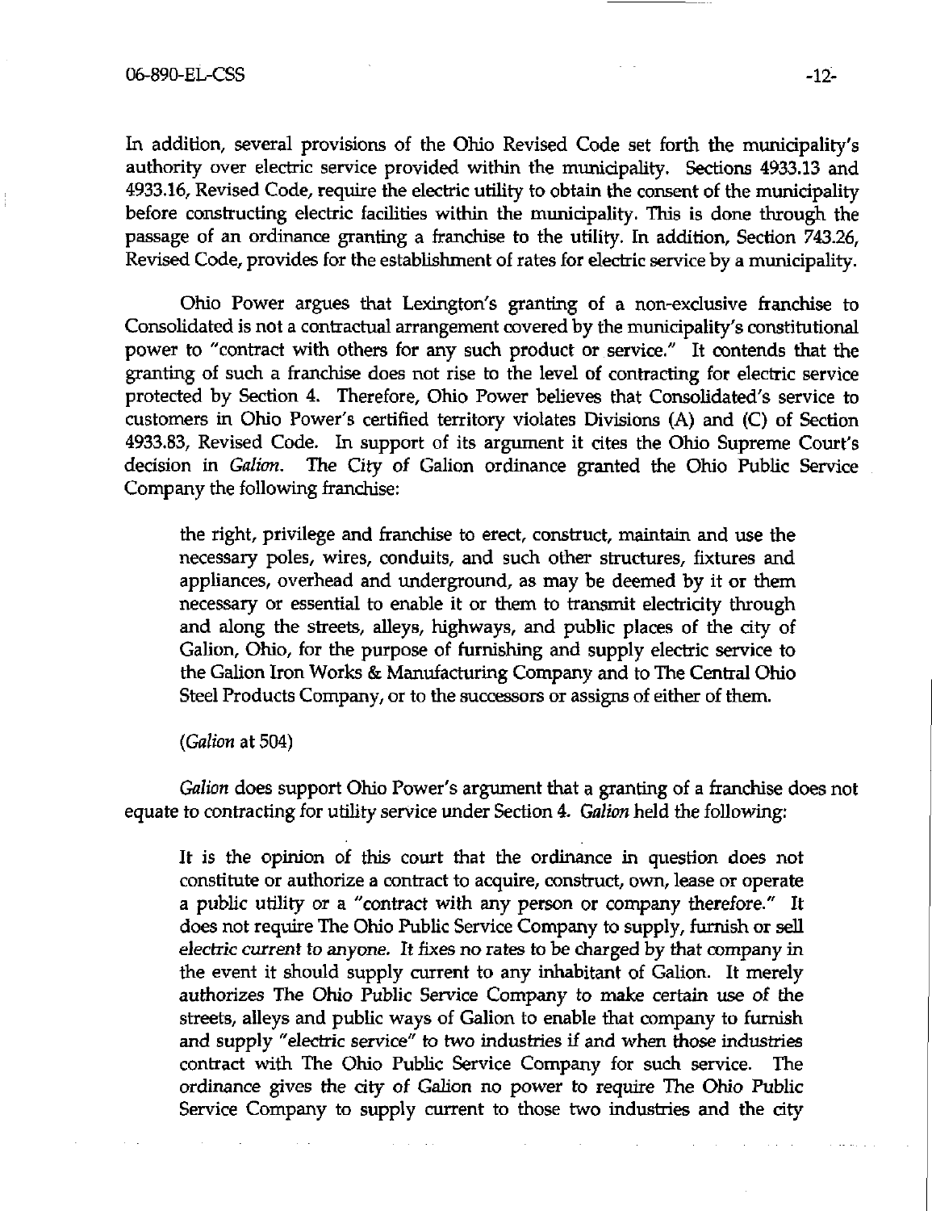In addition, several provisions of the Ohio Revised Code set forth the municipality's authority over electric service provided within the municipality. Sections 4933.13 and 4933.16, Revised Code, require the electric utility to obtain the consent of the municipality before constructing electric facilities within the municipality. This is done through the passage of an ordinance granting a franchise to the utility. In addition, Section 743.26, Revised Code, provides for the establishment of rates for electric service by a municipality.

Ohio Power argues that Lexington's granting of a non-exclusive franchise to Consolidated is not a contractual arrangement covered by the municipality's constitutional power to "contract with others for any such product or service." It contends that the granting of such a franchise does not rise to the level of contracting for electric service protected by Section 4. Therefore, Ohio Power believes that Consolidated's service to customers in Ohio Power's certified territory violates Divisions (A) and (C) of Section 4933.83, Revised Code. In support of its argument it cites the Ohio Supreme Court's decision in *Galion*. The City of Galion ordinance granted the Ohio Public Service Company the following franchise:

> the right, privilege and franchise to erect, construct, maintain and use the necessary poles, wires, conduits, and such other structures, fixtures and appliances, overhead and underground, as may be deemed by it or them necessary or essential to enable it or them to transmit electricity through and along the streets, alleys, highways, and public places of the city of Galion, Ohio, for the purpose of furnishing and supply electric service to the Galion Iron Works & Manufacturing Company and to The Central Ohio Steel Products Company, or to the successors or assigns of either of them.
>
> (*Galion* at 504)

*Galion* does support Ohio Power's argument that a granting of a franchise does not equate to contracting for utility service under Section 4. *Galion* held the following:

> It is the opinion of this court that the ordinance in question does not constitute or authorize a contract to acquire, construct, own, lease or operate a public utility or a "contract with any person or company therefore." It does not require The Ohio Public Service Company to supply, furnish or sell *electric current to anyone.* It fixes no rates to be charged by that company in the event it should supply current to any inhabitant of Galion. It merely authorizes The Ohio Public Service Company to make certain use of the streets, alleys and public ways of Galion to enable that company to furnish and supply "electric service" to two industries if and when those industries contract with The Ohio Public Service Company for such service. The ordinance gives the city of Galion no power to require The Ohio Public Service Company to supply current to those two industries and the city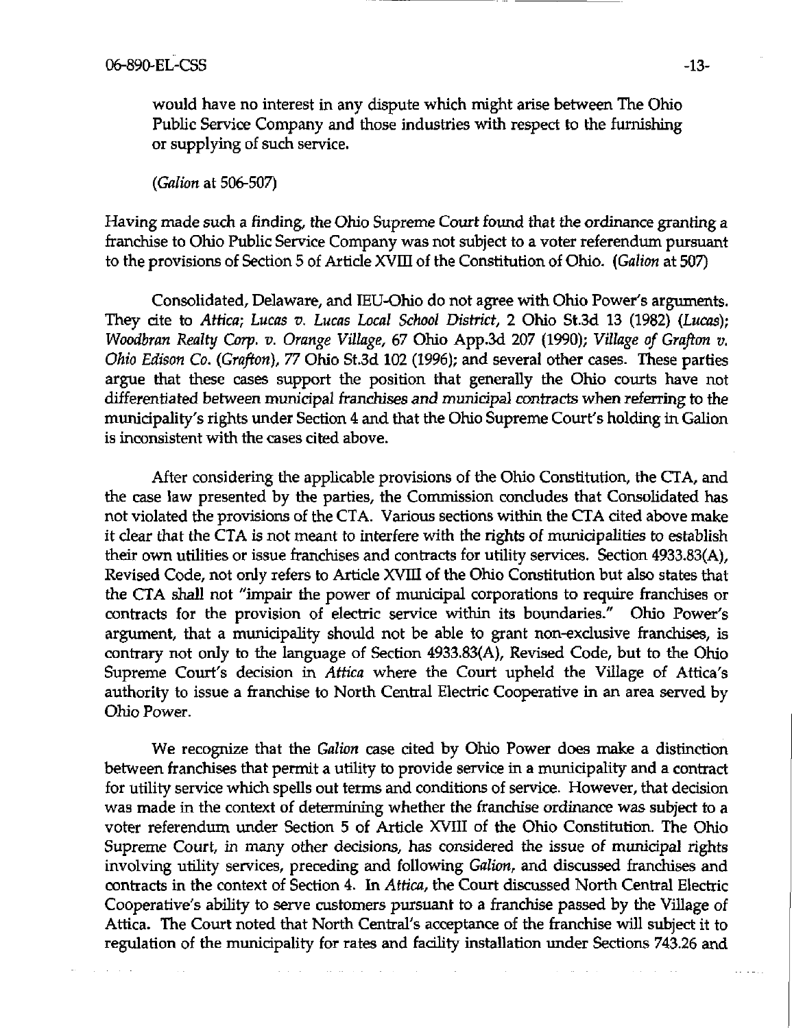would have no interest in any dispute which might arise between The Ohio Public Service Company and those industries with respect to the furnishing or supplying of such service.

(*Galion* at 506-507)

Having made such a finding, the Ohio Supreme Court found that the ordinance granting a franchise to Ohio Public Service Company was not subject to a voter referendum pursuant to the provisions of Section 5 of Article XVIII of the Constitution of Ohio. (*Galion* at 507)

Consolidated, Delaware, and IEU-Ohio do not agree with Ohio Power's arguments. They cite to *Attica*; *Lucas v. Lucas Local School District*, 2 Ohio St.3d 13 (1982) (*Lucas*); *Woodbran Realty Corp. v. Orange Village*, 67 Ohio App.3d 207 (1990); *Village of Grafton v. Ohio Edison Co.* (*Grafton*), 77 Ohio St.3d 102 (1996); and several other cases. These parties argue that these cases support the position that generally the Ohio courts have not differentiated between municipal franchises and municipal contracts when referring to the municipality's rights under Section 4 and that the Ohio Supreme Court's holding in Galion is inconsistent with the cases cited above.

After considering the applicable provisions of the Ohio Constitution, the CTA, and the case law presented by the parties, the Commission concludes that Consolidated has not violated the provisions of the CTA. Various sections within the CTA cited above make it clear that the CTA is not meant to interfere with the rights of municipalities to establish their own utilities or issue franchises and contracts for utility services. Section 4933.83(A), Revised Code, not only refers to Article XVIII of the Ohio Constitution but also states that the CTA shall not "impair the power of municipal corporations to require franchises or contracts for the provision of electric service within its boundaries." Ohio Power's argument, that a municipality should not be able to grant non-exclusive franchises, is contrary not only to the language of Section 4933.83(A), Revised Code, but to the Ohio Supreme Court's decision in *Attica* where the Court upheld the Village of Attica's authority to issue a franchise to North Central Electric Cooperative in an area served by Ohio Power.

We recognize that the *Galion* case cited by Ohio Power does make a distinction between franchises that permit a utility to provide service in a municipality and a contract for utility service which spells out terms and conditions of service. However, that decision was made in the context of determining whether the franchise ordinance was subject to a voter referendum under Section 5 of Article XVIII of the Ohio Constitution. The Ohio Supreme Court, in many other decisions, has considered the issue of municipal rights involving utility services, preceding and following *Galion*, and discussed franchises and contracts in the context of Section 4. In *Attica*, the Court discussed North Central Electric Cooperative's ability to serve customers pursuant to a franchise passed by the Village of Attica. The Court noted that North Central's acceptance of the franchise will subject it to regulation of the municipality for rates and facility installation under Sections 743.26 and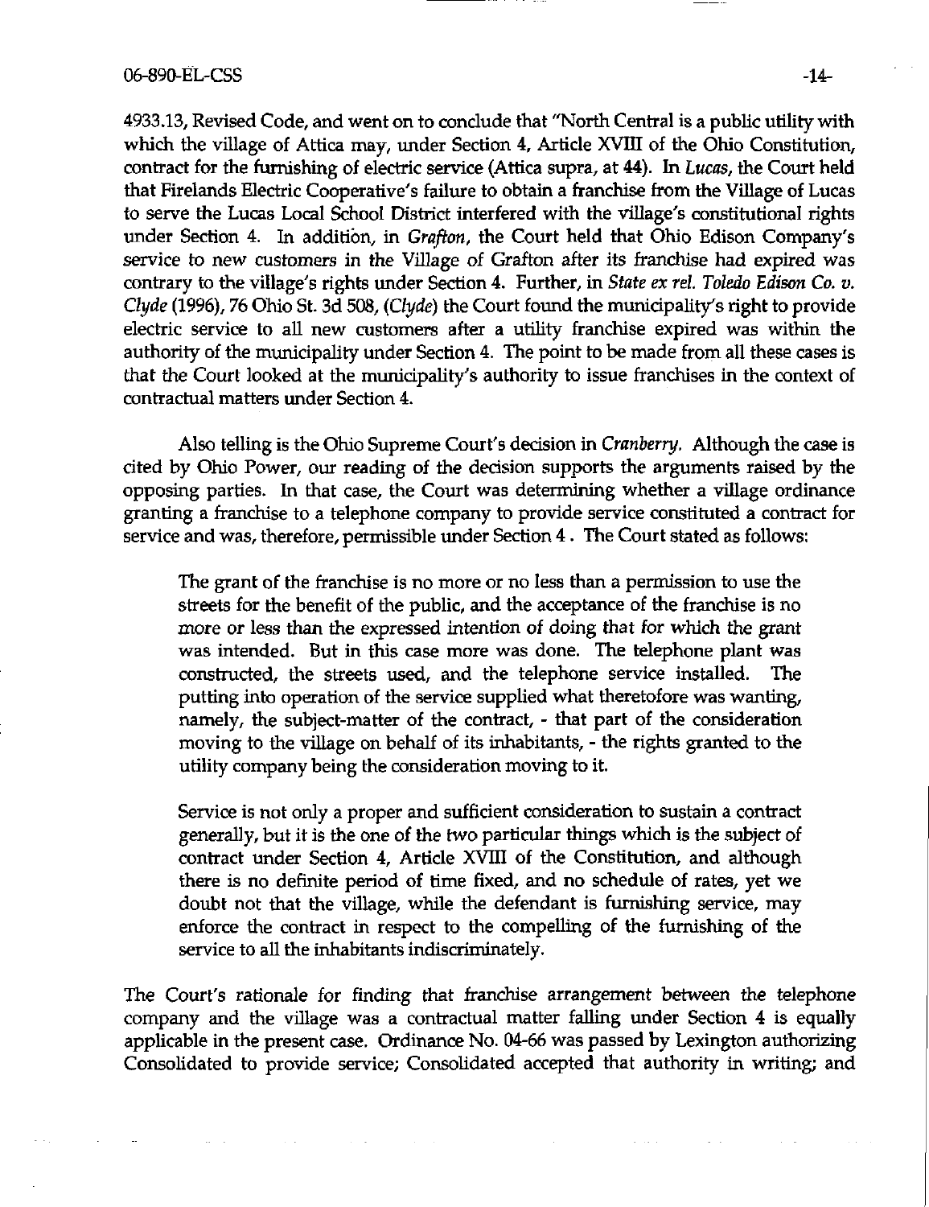4933.13, Revised Code, and went on to conclude that "North Central is a public utility with which the village of Attica may, under Section 4, Article XVIII of the Ohio Constitution, contract for the furnishing of electric service (Attica supra, at 44). In *Lucas*, the Court held that Firelands Electric Cooperative's failure to obtain a franchise from the Village of Lucas to serve the Lucas Local School District interfered with the village's constitutional rights under Section 4. In addition, in *Grafton*, the Court held that Ohio Edison Company's service to new customers in the Village of Grafton after its franchise had expired was contrary to the village's rights under Section 4. Further, in *State ex rel. Toledo Edison Co. v. Clyde* (1996), 76 Ohio St. 3d 508, (*Clyde*) the Court found the municipality's right to provide electric service to all new customers after a utility franchise expired was within the authority of the municipality under Section 4. The point to be made from all these cases is that the Court looked at the municipality's authority to issue franchises in the context of contractual matters under Section 4.

Also telling is the Ohio Supreme Court's decision in *Cranberry*. Although the case is cited by Ohio Power, our reading of the decision supports the arguments raised by the opposing parties. In that case, the Court was determining whether a village ordinance granting a franchise to a telephone company to provide service constituted a contract for service and was, therefore, permissible under Section 4 . The Court stated as follows:

> The grant of the franchise is no more or no less than a permission to use the streets for the benefit of the public, and the acceptance of the franchise is no more or less than the expressed intention of doing that for which the grant was intended. But in this case more was done. The telephone plant was constructed, the streets used, and the telephone service installed. The putting into operation of the service supplied what theretofore was wanting, namely, the subject-matter of the contract, - that part of the consideration moving to the village on behalf of its inhabitants, - the rights granted to the utility company being the consideration moving to it.
>
> Service is not only a proper and sufficient consideration to sustain a contract generally, but it is the one of the two particular things which is the subject of contract under Section 4, Article XVIII of the Constitution, and although there is no definite period of time fixed, and no schedule of rates, yet we doubt not that the village, while the defendant is furnishing service, may enforce the contract in respect to the compelling of the furnishing of the service to all the inhabitants indiscriminately.

The Court's rationale for finding that franchise arrangement between the telephone company and the village was a contractual matter falling under Section 4 is equally applicable in the present case. Ordinance No. 04-66 was passed by Lexington authorizing Consolidated to provide service; Consolidated accepted that authority in writing; and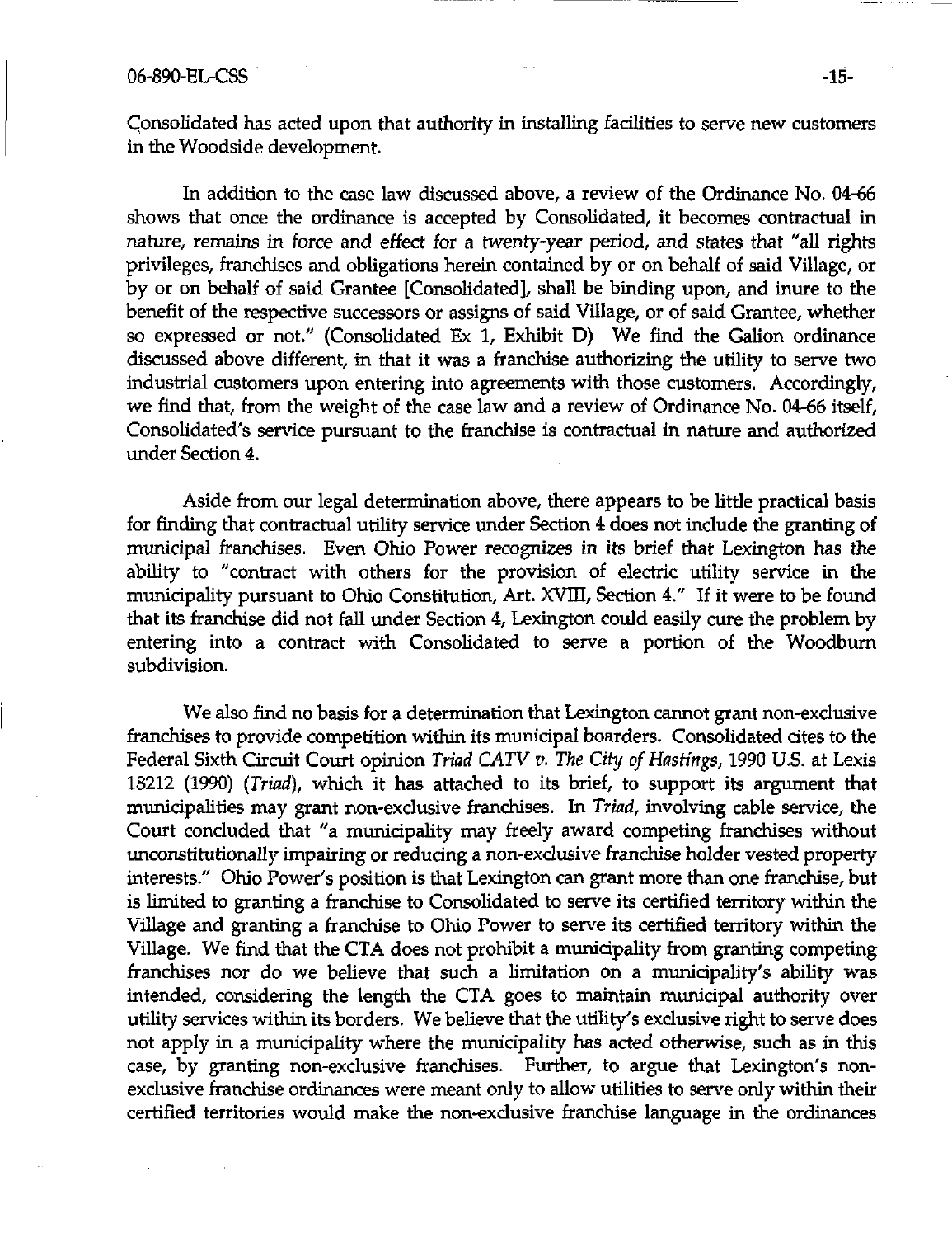Consolidated has acted upon that authority in installing facilities to serve new customers in the Woodside development.

In addition to the case law discussed above, a review of the Ordinance No. 04-66 shows that once the ordinance is accepted by Consolidated, it becomes contractual in nature, remains in force and effect for a twenty-year period, and states that "all rights privileges, franchises and obligations herein contained by or on behalf of said Village, or by or on behalf of said Grantee [Consolidated], shall be binding upon, and inure to the benefit of the respective successors or assigns of said Village, or of said Grantee, whether so expressed or not." (Consolidated Ex 1, Exhibit D) We find the Galion ordinance discussed above different, in that it was a franchise authorizing the utility to serve two industrial customers upon entering into agreements with those customers. Accordingly, we find that, from the weight of the case law and a review of Ordinance No. 04-66 itself, Consolidated's service pursuant to the franchise is contractual in nature and authorized under Section 4.

Aside from our legal determination above, there appears to be little practical basis for finding that contractual utility service under Section 4 does not include the granting of municipal franchises. Even Ohio Power recognizes in its brief that Lexington has the ability to "contract with others for the provision of electric utility service in the municipality pursuant to Ohio Constitution, Art. XVIII, Section 4." If it were to be found that its franchise did not fall under Section 4, Lexington could easily cure the problem by entering into a contract with Consolidated to serve a portion of the Woodburn subdivision.

We also find no basis for a determination that Lexington cannot grant non-exclusive franchises to provide competition within its municipal boarders. Consolidated cites to the Federal Sixth Circuit Court opinion *Triad CATV v. The City of Hastings*, 1990 U.S. at Lexis 18212 (1990) (*Triad*), which it has attached to its brief, to support its argument that municipalities may grant non-exclusive franchises. In *Triad*, involving cable service, the Court concluded that "a municipality may freely award competing franchises without unconstitutionally impairing or reducing a non-exclusive franchise holder vested property interests." Ohio Power's position is that Lexington can grant more than one franchise, but is limited to granting a franchise to Consolidated to serve its certified territory within the Village and granting a franchise to Ohio Power to serve its certified territory within the Village. We find that the CTA does not prohibit a municipality from granting competing franchises nor do we believe that such a limitation on a municipality's ability was intended, considering the length the CTA goes to maintain municipal authority over utility services within its borders. We believe that the utility's exclusive right to serve does not apply in a municipality where the municipality has acted otherwise, such as in this case, by granting non-exclusive franchises. Further, to argue that Lexington's non-exclusive franchise ordinances were meant only to allow utilities to serve only within their certified territories would make the non-exclusive franchise language in the ordinances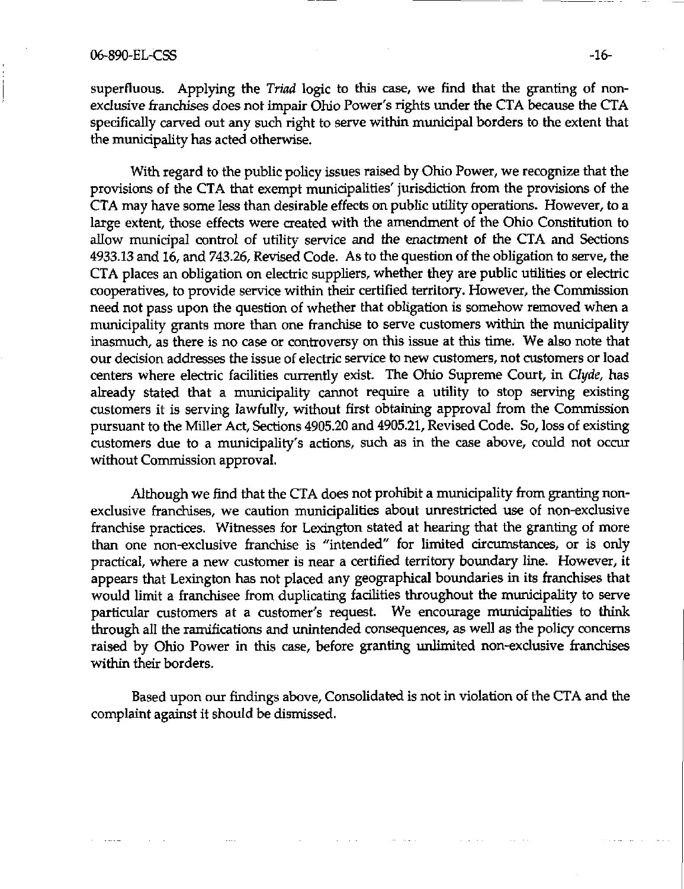superfluous. Applying the *Triad* logic to this case, we find that the granting of non-exclusive franchises does not impair Ohio Power's rights under the CTA because the CTA specifically carved out any such right to serve within municipal borders to the extent that the municipality has acted otherwise.

With regard to the public policy issues raised by Ohio Power, we recognize that the provisions of the CTA that exempt municipalities' jurisdiction from the provisions of the CTA may have some less than desirable effects on public utility operations. However, to a large extent, those effects were created with the amendment of the Ohio Constitution to allow municipal control of utility service and the enactment of the CTA and Sections 4933.13 and 16, and 743.26, Revised Code. As to the question of the obligation to serve, the CTA places an obligation on electric suppliers, whether they are public utilities or electric cooperatives, to provide service within their certified territory. However, the Commission need not pass upon the question of whether that obligation is somehow removed when a municipality grants more than one franchise to serve customers within the municipality inasmuch, as there is no case or controversy on this issue at this time. We also note that our decision addresses the issue of electric service to new customers, not customers or load centers where electric facilities currently exist. The Ohio Supreme Court, in *Clyde*, has already stated that a municipality cannot require a utility to stop serving existing customers it is serving lawfully, without first obtaining approval from the Commission pursuant to the Miller Act, Sections 4905.20 and 4905.21, Revised Code. So, loss of existing customers due to a municipality's actions, such as in the case above, could not occur without Commission approval.

Although we find that the CTA does not prohibit a municipality from granting non-exclusive franchises, we caution municipalities about unrestricted use of non-exclusive franchise practices. Witnesses for Lexington stated at hearing that the granting of more than one non-exclusive franchise is "intended" for limited circumstances, or is only practical, where a new customer is near a certified territory boundary line. However, it appears that Lexington has not placed any geographical boundaries in its franchises that would limit a franchisee from duplicating facilities throughout the municipality to serve particular customers at a customer's request. We encourage municipalities to think through all the ramifications and unintended consequences, as well as the policy concerns raised by Ohio Power in this case, before granting unlimited non-exclusive franchises within their borders.

Based upon our findings above, Consolidated is not in violation of the CTA and the complaint against it should be dismissed.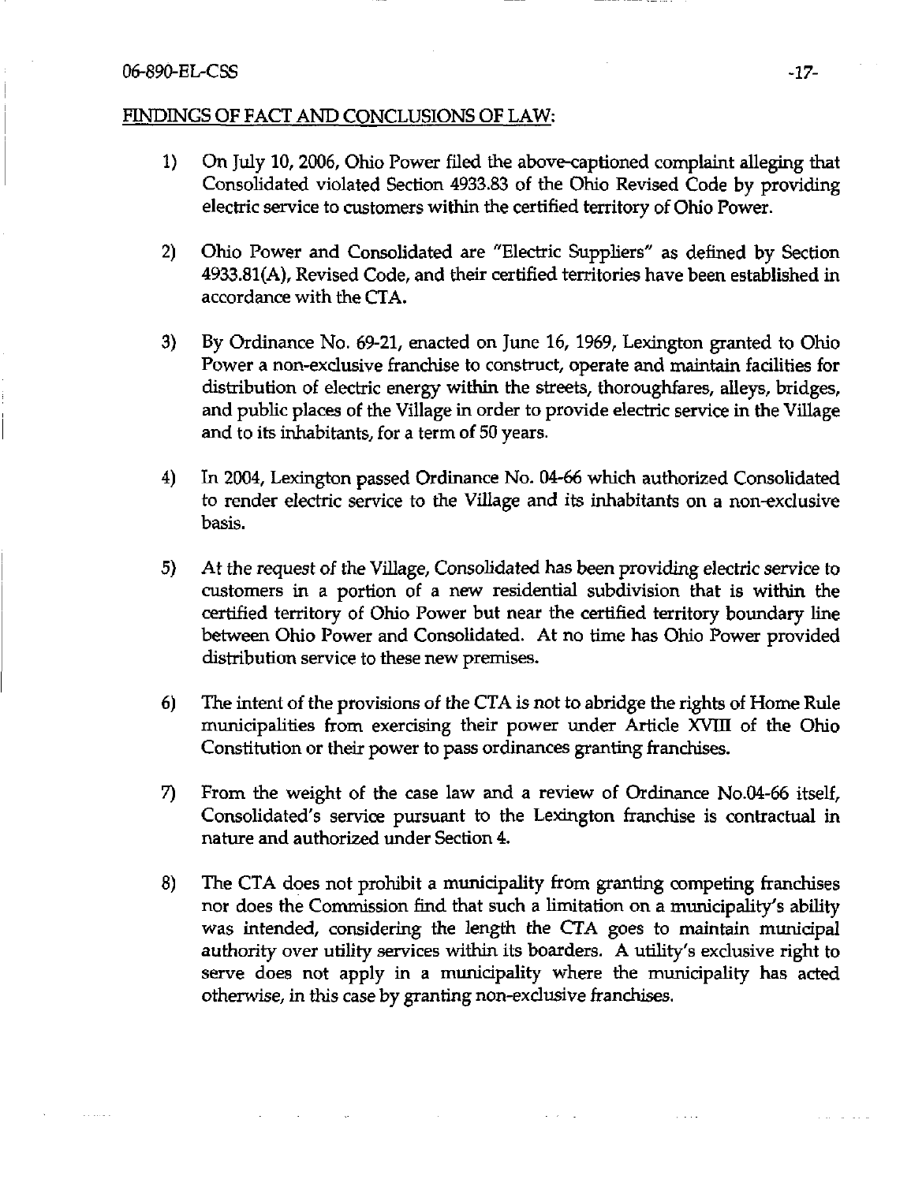FINDINGS OF FACT AND CONCLUSIONS OF LAW:

1) On July 10, 2006, Ohio Power filed the above-captioned complaint alleging that Consolidated violated Section 4933.83 of the Ohio Revised Code by providing electric service to customers within the certified territory of Ohio Power.

2) Ohio Power and Consolidated are "Electric Suppliers" as defined by Section 4933.81(A), Revised Code, and their certified territories have been established in accordance with the CTA.

3) By Ordinance No. 69-21, enacted on June 16, 1969, Lexington granted to Ohio Power a non-exclusive franchise to construct, operate and maintain facilities for distribution of electric energy within the streets, thoroughfares, alleys, bridges, and public places of the Village in order to provide electric service in the Village and to its inhabitants, for a term of 50 years.

4) In 2004, Lexington passed Ordinance No. 04-66 which authorized Consolidated to render electric service to the Village and its inhabitants on a non-exclusive basis.

5) At the request of the Village, Consolidated has been providing electric service to customers in a portion of a new residential subdivision that is within the certified territory of Ohio Power but near the certified territory boundary line between Ohio Power and Consolidated. At no time has Ohio Power provided distribution service to these new premises.

6) The intent of the provisions of the CTA is not to abridge the rights of Home Rule municipalities from exercising their power under Article XVIII of the Ohio Constitution or their power to pass ordinances granting franchises.

7) From the weight of the case law and a review of Ordinance No.04-66 itself, Consolidated's service pursuant to the Lexington franchise is contractual in nature and authorized under Section 4.

8) The CTA does not prohibit a municipality from granting competing franchises nor does the Commission find that such a limitation on a municipality's ability was intended, considering the length the CTA goes to maintain municipal authority over utility services within its boarders. A utility's exclusive right to serve does not apply in a municipality where the municipality has acted otherwise, in this case by granting non-exclusive franchises.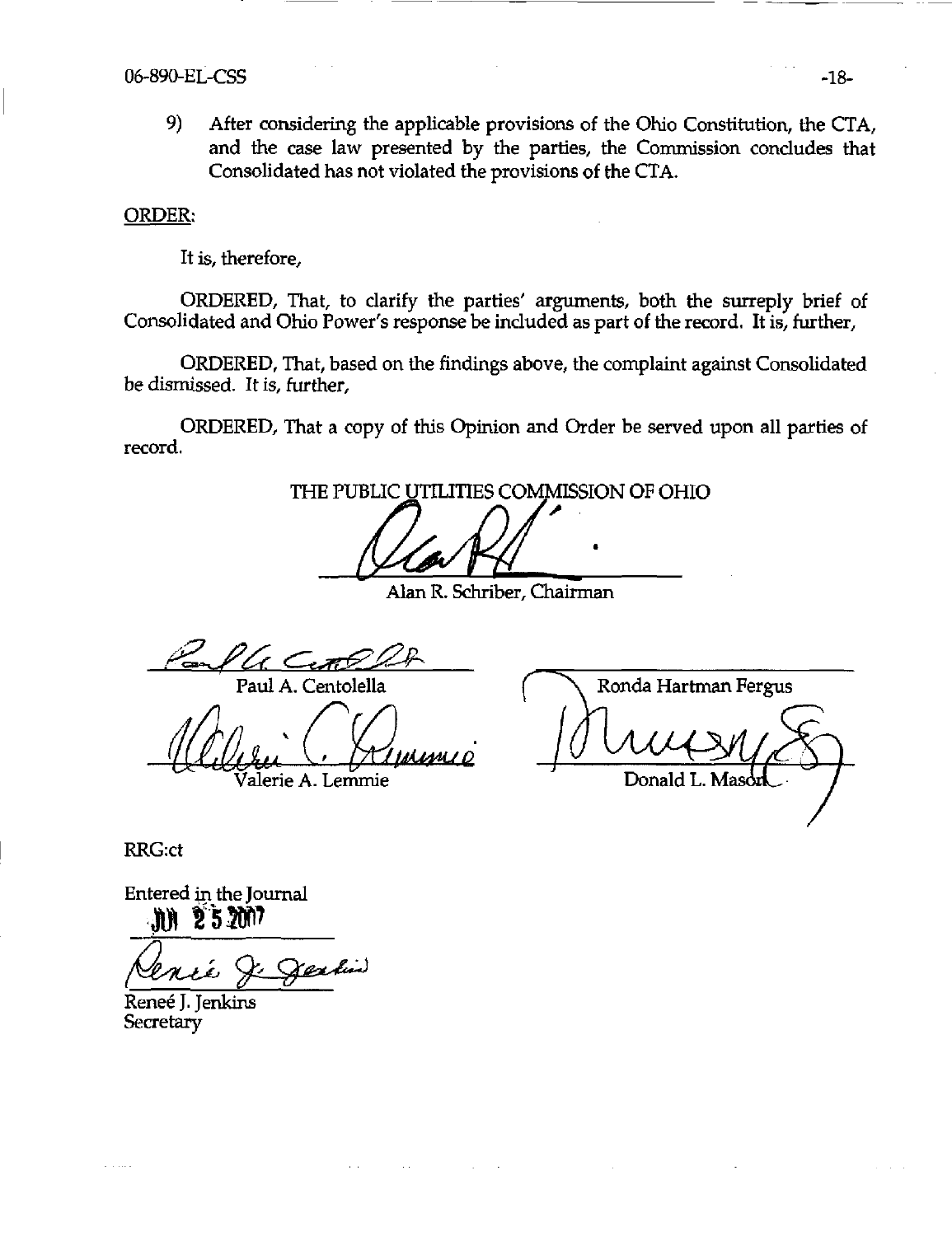9) After considering the applicable provisions of the Ohio Constitution, the CTA, and the case law presented by the parties, the Commission concludes that Consolidated has not violated the provisions of the CTA.

ORDER:

It is, therefore,

ORDERED, That, to clarify the parties' arguments, both the surreply brief of Consolidated and Ohio Power's response be included as part of the record. It is, further,

ORDERED, That, based on the findings above, the complaint against Consolidated be dismissed. It is, further,

ORDERED, That a copy of this Opinion and Order be served upon all parties of record.

THE PUBLIC UTILITIES COMMISSION OF OHIO

Alan R. Schriber, Chairman

Paul A. Centolella

Ronda Hartman Fergus

Valerie A. Lemmie

Donald L. Mason

RRG:ct

Entered in the Journal

JUN 25 2007

Reneé J. Jenkins
Secretary